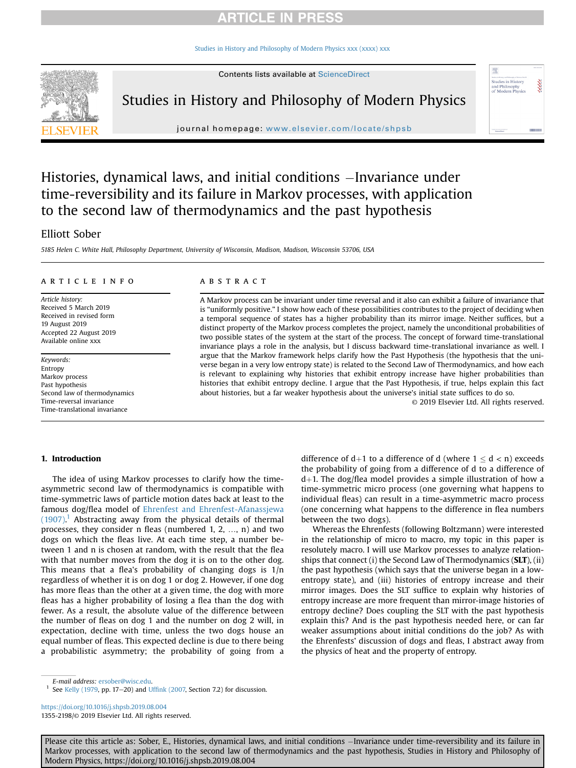# Histories, dynamical laws, and initial conditions —Invariance under time-reversibility and its failure in Markov processes, with application to the second law of thermodynamics and the past hypothesis

Elliott Sober

*5185 Helen C. White Hall, Philosophy Department, University of Wisconsin, Madison, Madison, Wisconsin 53706, USA*

## ARTICLE INFO

*Article history:*
Received 5 March 2019
Received in revised form 19 August 2019
Accepted 22 August 2019
Available online xxx

*Keywords:*
Entropy
Markov process
Past hypothesis
Second law of thermodynamics
Time-reversal invariance
Time-translational invariance

## ABSTRACT

A Markov process can be invariant under time reversal and it also can exhibit a failure of invariance that is "uniformly positive." I show how each of these possibilities contributes to the project of deciding when a temporal sequence of states has a higher probability than its mirror image. Neither suffices, but a distinct property of the Markov process completes the project, namely the unconditional probabilities of two possible states of the system at the start of the process. The concept of forward time-translational invariance plays a role in the analysis, but I discuss backward time-translational invariance as well. I argue that the Markov framework helps clarify how the Past Hypothesis (the hypothesis that the universe began in a very low entropy state) is related to the Second Law of Thermodynamics, and how each is relevant to explaining why histories that exhibit entropy increase have higher probabilities than histories that exhibit entropy decline. I argue that the Past Hypothesis, if true, helps explain this fact about histories, but a far weaker hypothesis about the universe's initial state suffices to do so.

© 2019 Elsevier Ltd. All rights reserved.

## 1. Introduction

The idea of using Markov processes to clarify how the time-asymmetric second law of thermodynamics is compatible with time-symmetric laws of particle motion dates back at least to the famous dog/flea model of Ehrenfest and Ehrenfest-Afanassjewa (1907).[1] Abstracting away from the physical details of thermal processes, they consider n fleas (numbered 1, 2, ..., n) and two dogs on which the fleas live. At each time step, a number between 1 and n is chosen at random, with the result that the flea with that number moves from the dog it is on to the other dog. This means that a flea's probability of changing dogs is 1/n regardless of whether it is on dog 1 or dog 2. However, if one dog has more fleas than the other at a given time, the dog with more fleas has a higher probability of losing a flea than the dog with fewer. As a result, the absolute value of the difference between the number of fleas on dog 1 and the number on dog 2 will, in expectation, decline with time, unless the two dogs house an equal number of fleas. This expected decline is due to there being a probabilistic asymmetry; the probability of going from a difference of d+1 to a difference of d (where $1 \leq d < n$) exceeds the probability of going from a difference of d to a difference of d+1. The dog/flea model provides a simple illustration of how a time-symmetric micro process (one governing what happens to individual fleas) can result in a time-asymmetric macro process (one concerning what happens to the difference in flea numbers between the two dogs).

Whereas the Ehrenfests (following Boltzmann) were interested in the relationship of micro to macro, my topic in this paper is resolutely macro. I will use Markov processes to analyze relationships that connect (i) the Second Law of Thermodynamics (**SLT**), (ii) the past hypothesis (which says that the universe began in a low-entropy state), and (iii) histories of entropy increase and their mirror images. Does the SLT suffice to explain why histories of entropy increase are more frequent than mirror-image histories of entropy decline? Does coupling the SLT with the past hypothesis explain this? And is the past hypothesis needed here, or can far weaker assumptions about initial conditions do the job? As with the Ehrenfests' discussion of dogs and fleas, I abstract away from the physics of heat and the property of entropy.

---

E-mail address: ersober@wisc.edu.

[1] See Kelly (1979, pp. 17–20) and Uffink (2007, Section 7.2) for discussion.

https://doi.org/10.1016/j.shpsb.2019.08.004
1355-2198/© 2019 Elsevier Ltd. All rights reserved.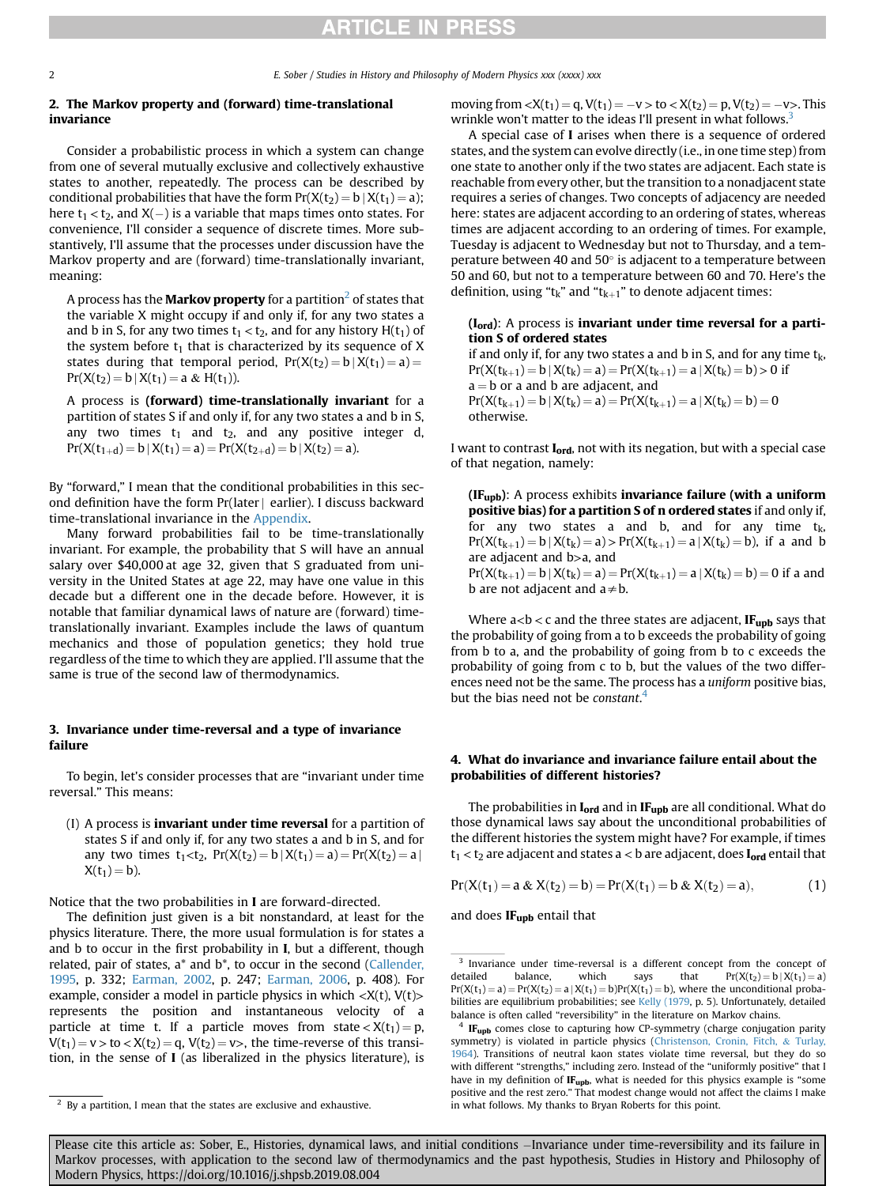## 2. The Markov property and (forward) time-translational invariance

Consider a probabilistic process in which a system can change from one of several mutually exclusive and collectively exhaustive states to another, repeatedly. The process can be described by conditional probabilities that have the form $\Pr(X(t_2) = b \mid X(t_1) = a)$; here $t_1 < t_2$, and $X(-)$ is a variable that maps times onto states. For convenience, I'll consider a sequence of discrete times. More substantively, I'll assume that the processes under discussion have the Markov property and are (forward) time-translationally invariant, meaning:

> A process has the **Markov property** for a partition[2] of states that the variable X might occupy if and only if, for any two states a and b in S, for any two times $t_1 < t_2$, and for any history $H(t_1)$ of the system before $t_1$ that is characterized by its sequence of X states during that temporal period, $\Pr(X(t_2) = b \mid X(t_1) = a) = \Pr(X(t_2) = b \mid X(t_1) = a \;\&\; H(t_1))$.
>
> A process is **(forward) time-translationally invariant** for a partition of states S if and only if, for any two states a and b in S, any two times $t_1$ and $t_2$, and any positive integer d, $\Pr(X(t_{1+d}) = b \mid X(t_1) = a) = \Pr(X(t_{2+d}) = b \mid X(t_2) = a)$.

By "forward," I mean that the conditional probabilities in this second definition have the form Pr(later | earlier). I discuss backward time-translational invariance in the Appendix.

Many forward probabilities fail to be time-translationally invariant. For example, the probability that S will have an annual salary over \$40,000 at age 32, given that S graduated from university in the United States at age 22, may have one value in this decade but a different one in the decade before. However, it is notable that familiar dynamical laws of nature are (forward) time-translationally invariant. Examples include the laws of quantum mechanics and those of population genetics; they hold true regardless of the time to which they are applied. I'll assume that the same is true of the second law of thermodynamics.

## 3. Invariance under time-reversal and a type of invariance failure

To begin, let's consider processes that are "invariant under time reversal." This means:

> (I) A process is **invariant under time reversal** for a partition of states S if and only if, for any two states a and b in S, and for any two times $t_1 < t_2$, $\Pr(X(t_2) = b \mid X(t_1) = a) = \Pr(X(t_2) = a \mid X(t_1) = b)$.

Notice that the two probabilities in **I** are forward-directed.

The definition just given is a bit nonstandard, at least for the physics literature. There, the more usual formulation is for states a and b to occur in the first probability in **I**, but a different, though related, pair of states, a* and b*, to occur in the second (Callender, 1995, p. 332; Earman, 2002, p. 247; Earman, 2006, p. 408). For example, consider a model in particle physics in which $<X(t), V(t)>$ represents the position and instantaneous velocity of a particle at time t. If a particle moves from state $<X(t_1) = p, V(t_1) = v>$ to $<X(t_2) = q, V(t_2) = v>$, the time-reverse of this transition, in the sense of **I** (as liberalized in the physics literature), is moving from $<X(t_1) = q, V(t_1) = -v>$ to $<X(t_2) = p, V(t_2) = -v>$. This wrinkle won't matter to the ideas I'll present in what follows.[3]

A special case of **I** arises when there is a sequence of ordered states, and the system can evolve directly (i.e., in one time step) from one state to another only if the two states are adjacent. Each state is reachable from every other, but the transition to a nonadjacent state requires a series of changes. Two concepts of adjacency are needed here: states are adjacent according to an ordering of states, whereas times are adjacent according to an ordering of times. For example, Tuesday is adjacent to Wednesday but not to Thursday, and a temperature between 40 and 50° is adjacent to a temperature between 50 and 60, but not to a temperature between 60 and 70. Here's the definition, using "$t_k$" and "$t_{k+1}$" to denote adjacent times:

> **($I_{ord}$)**: A process is **invariant under time reversal for a partition S of ordered states** if and only if, for any two states a and b in S, and for any time $t_k$, $\Pr(X(t_{k+1}) = b \mid X(t_k) = a) = \Pr(X(t_{k+1}) = a \mid X(t_k) = b) > 0$ if a = b or a and b are adjacent, and $\Pr(X(t_{k+1}) = b \mid X(t_k) = a) = \Pr(X(t_{k+1}) = a \mid X(t_k) = b) = 0$ otherwise.

I want to contrast **$I_{ord}$**, not with its negation, but with a special case of that negation, namely:

> **($IF_{upb}$)**: A process exhibits **invariance failure (with a uniform positive bias) for a partition S of n ordered states** if and only if, for any two states a and b, and for any time $t_k$, $\Pr(X(t_{k+1}) = b \mid X(t_k) = a) > \Pr(X(t_{k+1}) = a \mid X(t_k) = b)$, if a and b are adjacent and b>a, and $\Pr(X(t_{k+1}) = b \mid X(t_k) = a) = \Pr(X(t_{k+1}) = a \mid X(t_k) = b) = 0$ if a and b are not adjacent and a≠b.

Where a<b < c and the three states are adjacent, **$IF_{upb}$** says that the probability of going from a to b exceeds the probability of going from b to a, and the probability of going from b to c exceeds the probability of going from c to b, but the values of the two differences need not be the same. The process has a *uniform* positive bias, but the bias need not be *constant*.[4]

## 4. What do invariance and invariance failure entail about the probabilities of different histories?

The probabilities in **$I_{ord}$** and in **$IF_{upb}$** are all conditional. What do those dynamical laws say about the unconditional probabilities of the different histories the system might have? For example, if times $t_1 < t_2$ are adjacent and states a < b are adjacent, does **$I_{ord}$** entail that

$$\Pr(X(t_1) = a \;\&\; X(t_2) = b) = \Pr(X(t_1) = b \;\&\; X(t_2) = a), \tag{1}$$

and does **$IF_{upb}$** entail that

---

[2] By a partition, I mean that the states are exclusive and exhaustive.

[3] Invariance under time-reversal is a different concept from the concept of detailed balance, which says that $\Pr(X(t_2) = b \mid X(t_1) = a)\Pr(X(t_1) = a) = \Pr(X(t_2) = a \mid X(t_1) = b)\Pr(X(t_1) = b)$, where the unconditional probabilities are equilibrium probabilities; see Kelly (1979, p. 5). Unfortunately, detailed balance is often called "reversibility" in the literature on Markov chains.

[4] **$IF_{upb}$** comes close to capturing how CP-symmetry (charge conjugation parity symmetry) is violated in particle physics (Christenson, Cronin, Fitch, & Turlay, 1964). Transitions of neutral kaon states violate time reversal, but they do so with different "strengths," including zero. Instead of the "uniformly positive" that I have in my definition of **$IF_{upb}$**, what is needed for this physics example is "some positive and the rest zero." That modest change would not affect the claims I make in what follows. My thanks to Bryan Roberts for this point.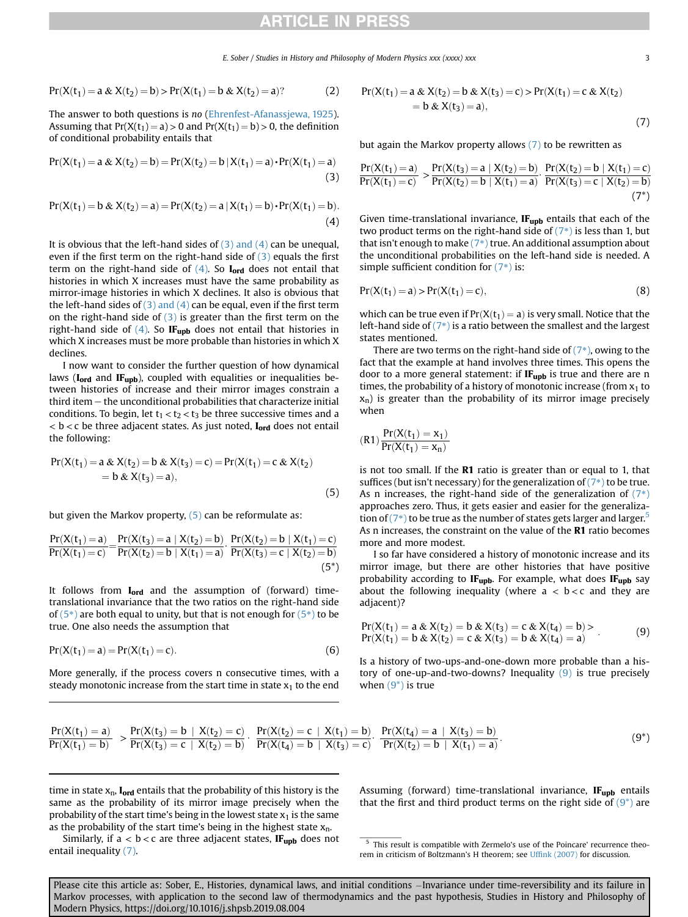$$\Pr(X(t_1) = a \ \& \ X(t_2) = b) > \Pr(X(t_1) = b \ \& \ X(t_2) = a)? \tag{2}$$

The answer to both questions is *no* (Ehrenfest-Afanassjewa, 1925). Assuming that $\Pr(X(t_1) = a) > 0$ and $\Pr(X(t_1) = b) > 0$, the definition of conditional probability entails that

$$\Pr(X(t_1) = a \ \& \ X(t_2) = b) = \Pr(X(t_2) = b \mid X(t_1) = a) \cdot \Pr(X(t_1) = a) \tag{3}$$

$$\Pr(X(t_1) = b \ \& \ X(t_2) = a) = \Pr(X(t_2) = a \mid X(t_1) = b) \cdot \Pr(X(t_1) = b). \tag{4}$$

It is obvious that the left-hand sides of (3) and (4) can be unequal, even if the first term on the right-hand side of (3) equals the first term on the right-hand side of (4). So $\mathbf{I_{ord}}$ does not entail that histories in which X increases must have the same probability as mirror-image histories in which X declines. It also is obvious that the left-hand sides of (3) and (4) can be equal, even if the first term on the right-hand side of (3) is greater than the first term on the right-hand side of (4). So $\mathbf{IF_{upb}}$ does not entail that histories in which X increases must be more probable than histories in which X declines.

I now want to consider the further question of how dynamical laws ($\mathbf{I_{ord}}$ and $\mathbf{IF_{upb}}$), coupled with equalities or inequalities between histories of increase and their mirror images constrain a third item – the unconditional probabilities that characterize initial conditions. To begin, let $t_1 < t_2 < t_3$ be three successive times and $a < b < c$ be three adjacent states. As just noted, $\mathbf{I_{ord}}$ does not entail the following:

$$\Pr(X(t_1) = a \ \& \ X(t_2) = b \ \& \ X(t_3) = c) = \Pr(X(t_1) = c \ \& \ X(t_2) = b \ \& \ X(t_3) = a), \tag{5}$$

but given the Markov property, (5) can be reformulate as:

$$\frac{\Pr(X(t_1) = a)}{\Pr(X(t_1) = c)} = \frac{\Pr(X(t_3) = a \mid X(t_2) = b)}{\Pr(X(t_2) = b \mid X(t_1) = a)} \cdot \frac{\Pr(X(t_2) = b \mid X(t_1) = c)}{\Pr(X(t_3) = c \mid X(t_2) = b)} \tag{5*}$$

It follows from $\mathbf{I_{ord}}$ and the assumption of (forward) time-translational invariance that the two ratios on the right-hand side of (5*) are both equal to unity, but that is not enough for (5*) to be true. One also needs the assumption that

$$\Pr(X(t_1) = a) = \Pr(X(t_1) = c). \tag{6}$$

More generally, if the process covers n consecutive times, with a steady monotonic increase from the start time in state $x_1$ to the end time in state $x_n$, $\mathbf{I_{ord}}$ entails that the probability of this history is the same as the probability of its mirror image precisely when the probability of the start time's being in the lowest state $x_1$ is the same as the probability of the start time's being in the highest state $x_n$.

Similarly, if $a < b < c$ are three adjacent states, $\mathbf{IF_{upb}}$ does not entail inequality (7).

$$\Pr(X(t_1) = a \ \& \ X(t_2) = b \ \& \ X(t_3) = c) > \Pr(X(t_1) = c \ \& \ X(t_2) = b \ \& \ X(t_3) = a), \tag{7}$$

but again the Markov property allows (7) to be rewritten as

$$\frac{\Pr(X(t_1) = a)}{\Pr(X(t_1) = c)} > \frac{\Pr(X(t_3) = a \mid X(t_2) = b)}{\Pr(X(t_2) = b \mid X(t_1) = a)} \cdot \frac{\Pr(X(t_2) = b \mid X(t_1) = c)}{\Pr(X(t_3) = c \mid X(t_2) = b)} \tag{7*}$$

Given time-translational invariance, $\mathbf{IF_{upb}}$ entails that each of the two product terms on the right-hand side of (7*) is less than 1, but that isn't enough to make (7*) true. An additional assumption about the unconditional probabilities on the left-hand side is needed. A simple sufficient condition for (7*) is:

$$\Pr(X(t_1) = a) > \Pr(X(t_1) = c), \tag{8}$$

which can be true even if $\Pr(X(t_1) = a)$ is very small. Notice that the left-hand side of (7*) is a ratio between the smallest and the largest states mentioned.

There are two terms on the right-hand side of (7*), owing to the fact that the example at hand involves three times. This opens the door to a more general statement: if $\mathbf{IF_{upb}}$ is true and there are n times, the probability of a history of monotonic increase (from $x_1$ to $x_n$) is greater than the probability of its mirror image precisely when

$$(\mathrm{R1}) \ \frac{\Pr(X(t_1) = x_1)}{\Pr(X(t_1) = x_n)}$$

is not too small. If the **R1** ratio is greater than or equal to 1, that suffices (but isn't necessary) for the generalization of (7*) to be true. As n increases, the right-hand side of the generalization of (7*) approaches zero. Thus, it gets easier and easier for the generalization of (7*) to be true as the number of states gets larger and larger.[5] As n increases, the constraint on the value of the **R1** ratio becomes more and more modest.

I so far have considered a history of monotonic increase and its mirror image, but there are other histories that have positive probability according to $\mathbf{IF_{upb}}$. For example, what does $\mathbf{IF_{upb}}$ say about the following inequality (where $a < b < c$ and they are adjacent)?

$$\begin{aligned} &\Pr(X(t_1) = a \ \& \ X(t_2) = b \ \& \ X(t_3) = c \ \& \ X(t_4) = b) > \\ &\Pr(X(t_1) = b \ \& \ X(t_2) = c \ \& \ X(t_3) = b \ \& \ X(t_4) = a) \end{aligned} \tag{9}$$

Is a history of two-ups-and-one-down more probable than a history of one-up-and-two-downs? Inequality (9) is true precisely when (9*) is true

$$\frac{\Pr(X(t_1) = a)}{\Pr(X(t_1) = b)} > \frac{\Pr(X(t_3) = b \mid X(t_2) = c)}{\Pr(X(t_3) = c \mid X(t_2) = b)} \cdot \frac{\Pr(X(t_2) = c \mid X(t_1) = b)}{\Pr(X(t_4) = b \mid X(t_3) = c)} \cdot \frac{\Pr(X(t_4) = a \mid X(t_3) = b)}{\Pr(X(t_2) = b \mid X(t_1) = a)}. \tag{9*}$$

Assuming (forward) time-translational invariance, $\mathbf{IF_{upb}}$ entails that the first and third product terms on the right side of (9*) are

---

[5] This result is compatible with Zermelo's use of the Poincare' recurrence theorem in criticism of Boltzmann's H theorem; see Uffink (2007) for discussion.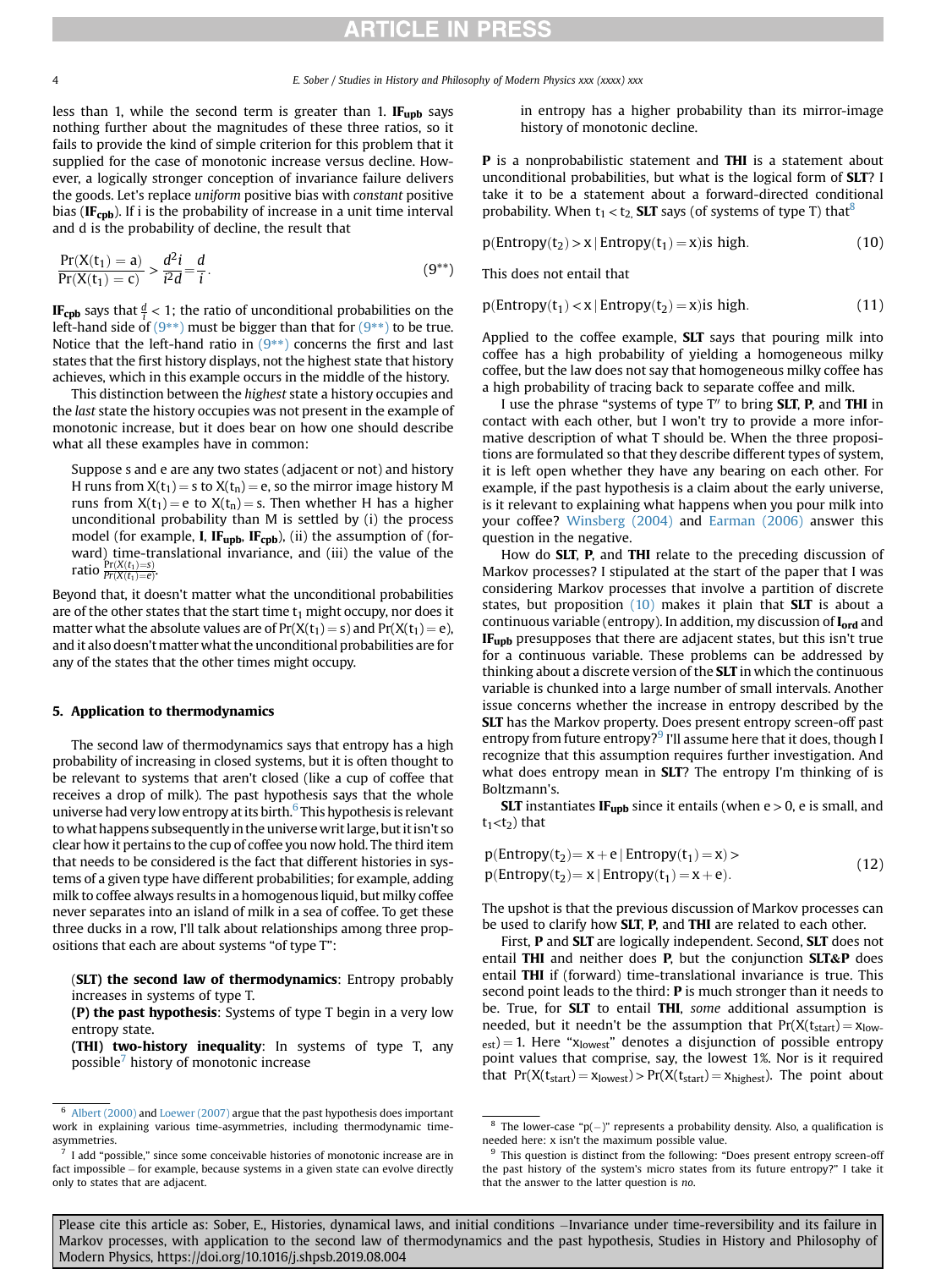less than 1, while the second term is greater than 1. $\mathbf{IF_{upb}}$ says nothing further about the magnitudes of these three ratios, so it fails to provide the kind of simple criterion for this problem that it supplied for the case of monotonic increase versus decline. However, a logically stronger conception of invariance failure delivers the goods. Let's replace *uniform* positive bias with *constant* positive bias ($\mathbf{IF_{cpb}}$). If i is the probability of increase in a unit time interval and d is the probability of decline, the result that

$$\frac{\Pr(X(t_1)=a)}{\Pr(X(t_1)=c)} > \frac{d^2 i}{i^2 d} = \frac{d}{i}. \tag{9**}$$

$\mathbf{IF_{cpb}}$ says that $\frac{d}{i} < 1$; the ratio of unconditional probabilities on the left-hand side of (9**) must be bigger than that for (9**) to be true. Notice that the left-hand ratio in (9**) concerns the first and last states that the first history displays, not the highest state that history achieves, which in this example occurs in the middle of the history.

This distinction between the *highest* state a history occupies and the *last* state the history occupies was not present in the example of monotonic increase, but it does bear on how one should describe what all these examples have in common:

> Suppose s and e are any two states (adjacent or not) and history H runs from $X(t_1) = s$ to $X(t_n) = e$, so the mirror image history M runs from $X(t_1) = e$ to $X(t_n) = s$. Then whether H has a higher unconditional probability than M is settled by (i) the process model (for example, **I**, $\mathbf{IF_{upb}}$, $\mathbf{IF_{cpb}}$), (ii) the assumption of (forward) time-translational invariance, and (iii) the value of the ratio $\frac{\Pr(X(t_1)=s)}{\Pr(X(t_1)=e)}$.

Beyond that, it doesn't matter what the unconditional probabilities are of the other states that the start time $t_1$ might occupy, nor does it matter what the absolute values are of $\Pr(X(t_1) = s)$ and $\Pr(X(t_1) = e)$, and it also doesn't matter what the unconditional probabilities are for any of the states that the other times might occupy.

## 5. Application to thermodynamics

The second law of thermodynamics says that entropy has a high probability of increasing in closed systems, but it is often thought to be relevant to systems that aren't closed (like a cup of coffee that receives a drop of milk). The past hypothesis says that the whole universe had very low entropy at its birth.[6] This hypothesis is relevant to what happens subsequently in the universe writ large, but it isn't so clear how it pertains to the cup of coffee you now hold. The third item that needs to be considered is the fact that different histories in systems of a given type have different probabilities; for example, adding milk to coffee always results in a homogenous liquid, but milky coffee never separates into an island of milk in a sea of coffee. To get these three ducks in a row, I'll talk about relationships among three propositions that each are about systems "of type T":

> (**SLT**) **the second law of thermodynamics**: Entropy probably increases in systems of type T.
>
> (**P**) **the past hypothesis**: Systems of type T begin in a very low entropy state.
>
> (**THI**) **two-history inequality**: In systems of type T, any possible[7] history of monotonic increase in entropy has a higher probability than its mirror-image history of monotonic decline.

**P** is a nonprobabilistic statement and **THI** is a statement about unconditional probabilities, but what is the logical form of **SLT**? I take it to be a statement about a forward-directed conditional probability. When $t_1 < t_2$, **SLT** says (of systems of type T) that[8]

$$p(\text{Entropy}(t_2) > x \mid \text{Entropy}(t_1) = x) \text{ is high.} \tag{10}$$

This does not entail that

$$p(\text{Entropy}(t_1) < x \mid \text{Entropy}(t_2) = x) \text{ is high.} \tag{11}$$

Applied to the coffee example, **SLT** says that pouring milk into coffee has a high probability of yielding a homogeneous milky coffee, but the law does not say that homogeneous milky coffee has a high probability of tracing back to separate coffee and milk.

I use the phrase "systems of type T" to bring **SLT**, **P**, and **THI** in contact with each other, but I won't try to provide a more informative description of what T should be. When the three propositions are formulated so that they describe different types of system, it is left open whether they have any bearing on each other. For example, if the past hypothesis is a claim about the early universe, is it relevant to explaining what happens when you pour milk into your coffee? Winsberg (2004) and Earman (2006) answer this question in the negative.

How do **SLT**, **P**, and **THI** relate to the preceding discussion of Markov processes? I stipulated at the start of the paper that I was considering Markov processes that involve a partition of discrete states, but proposition (10) makes it plain that **SLT** is about a continuous variable (entropy). In addition, my discussion of $\mathbf{I_{ord}}$ and $\mathbf{IF_{upb}}$ presupposes that there are adjacent states, but this isn't true for a continuous variable. These problems can be addressed by thinking about a discrete version of the **SLT** in which the continuous variable is chunked into a large number of small intervals. Another issue concerns whether the increase in entropy described by the **SLT** has the Markov property. Does present entropy screen-off past entropy from future entropy?[9] I'll assume here that it does, though I recognize that this assumption requires further investigation. And what does entropy mean in **SLT**? The entropy I'm thinking of is Boltzmann's.

**SLT** instantiates $\mathbf{IF_{upb}}$ since it entails (when $e > 0$, e is small, and $t_1 < t_2$) that

$$\begin{aligned} &p(\text{Entropy}(t_2) = x + e \mid \text{Entropy}(t_1) = x) > \\ &p(\text{Entropy}(t_2) = x \mid \text{Entropy}(t_1) = x + e). \end{aligned} \tag{12}$$

The upshot is that the previous discussion of Markov processes can be used to clarify how **SLT**, **P**, and **THI** are related to each other.

First, **P** and **SLT** are logically independent. Second, **SLT** does not entail **THI** and neither does **P**, but the conjunction **SLT&P** does entail **THI** if (forward) time-translational invariance is true. This second point leads to the third: **P** is much stronger than it needs to be. True, for **SLT** to entail **THI**, *some* additional assumption is needed, but it needn't be the assumption that $\Pr(X(t_{start}) = x_{lowest}) = 1$. Here "$x_{lowest}$" denotes a disjunction of possible entropy point values that comprise, say, the lowest 1%. Nor is it required that $\Pr(X(t_{start}) = x_{lowest}) > \Pr(X(t_{start}) = x_{highest})$. The point about

---

[6] Albert (2000) and Loewer (2007) argue that the past hypothesis does important work in explaining various time-asymmetries, including thermodynamic time-asymmetries.

[7] I add "possible," since some conceivable histories of monotonic increase are in fact impossible – for example, because systems in a given state can evolve directly only to states that are adjacent.

[8] The lower-case "p(–)" represents a probability density. Also, a qualification is needed here: x isn't the maximum possible value.

[9] This question is distinct from the following: "Does present entropy screen-off the past history of the system's micro states from its future entropy?" I take it that the answer to the latter question is *no*.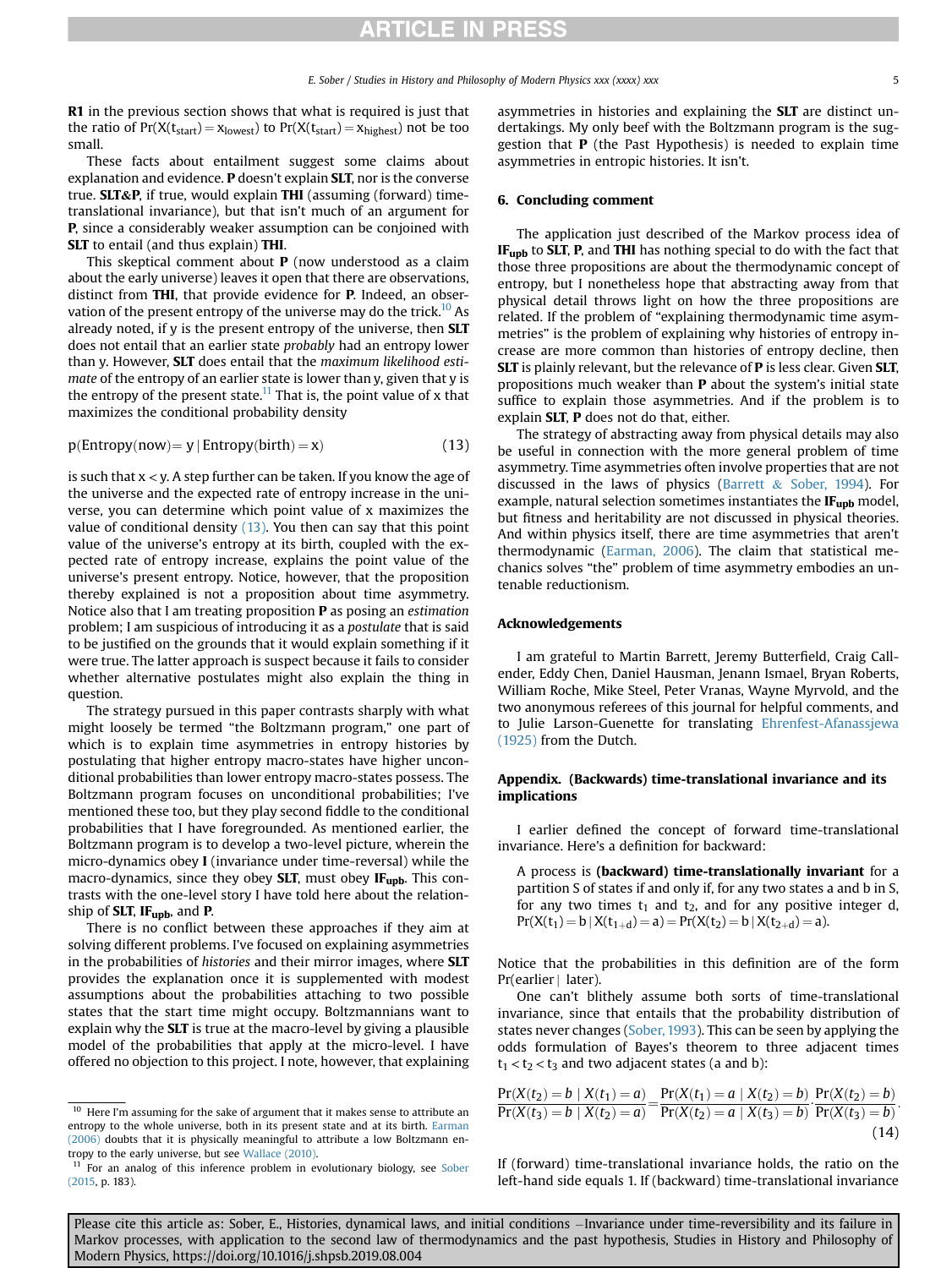**R1** in the previous section shows that what is required is just that the ratio of $\Pr(X(t_{start}) = x_{lowest})$ to $\Pr(X(t_{start}) = x_{highest})$ not be too small.

These facts about entailment suggest some claims about explanation and evidence. **P** doesn't explain **SLT**, nor is the converse true. **SLT&P**, if true, would explain **THI** (assuming (forward) time-translational invariance), but that isn't much of an argument for **P**, since a considerably weaker assumption can be conjoined with **SLT** to entail (and thus explain) **THI**.

This skeptical comment about **P** (now understood as a claim about the early universe) leaves it open that there are observations, distinct from **THI**, that provide evidence for **P**. Indeed, an observation of the present entropy of the universe may do the trick.[10] As already noted, if y is the present entropy of the universe, then **SLT** does not entail that an earlier state *probably* had an entropy lower than y. However, **SLT** does entail that the *maximum likelihood estimate* of the entropy of an earlier state is lower than y, given that y is the entropy of the present state.[11] That is, the point value of x that maximizes the conditional probability density

$$p(\text{Entropy(now)} = y \mid \text{Entropy(birth)} = x) \tag{13}$$

is such that $x < y$. A step further can be taken. If you know the age of the universe and the expected rate of entropy increase in the universe, you can determine which point value of x maximizes the value of conditional density (13). You then can say that this point value of the universe's entropy at its birth, coupled with the expected rate of entropy increase, explains the point value of the universe's present entropy. Notice, however, that the proposition thereby explained is not a proposition about time asymmetry. Notice also that I am treating proposition **P** as posing an *estimation* problem; I am suspicious of introducing it as a *postulate* that is said to be justified on the grounds that it would explain something if it were true. The latter approach is suspect because it fails to consider whether alternative postulates might also explain the thing in question.

The strategy pursued in this paper contrasts sharply with what might loosely be termed "the Boltzmann program," one part of which is to explain time asymmetries in entropy histories by postulating that higher entropy macro-states have higher unconditional probabilities than lower entropy macro-states possess. The Boltzmann program focuses on unconditional probabilities; I've mentioned these too, but they play second fiddle to the conditional probabilities that I have foregrounded. As mentioned earlier, the Boltzmann program is to develop a two-level picture, wherein the micro-dynamics obey **I** (invariance under time-reversal) while the macro-dynamics, since they obey **SLT**, must obey $\mathbf{IF_{upb}}$. This contrasts with the one-level story I have told here about the relationship of **SLT**, $\mathbf{IF_{upb}}$, and **P**.

There is no conflict between these approaches if they aim at solving different problems. I've focused on explaining asymmetries in the probabilities of *histories* and their mirror images, where **SLT** provides the explanation once it is supplemented with modest assumptions about the probabilities attaching to two possible states that the start time might occupy. Boltzmannians want to explain why the **SLT** is true at the macro-level by giving a plausible model of the probabilities that apply at the micro-level. I have offered no objection to this project. I note, however, that explaining asymmetries in histories and explaining the **SLT** are distinct undertakings. My only beef with the Boltzmann program is the suggestion that **P** (the Past Hypothesis) is needed to explain time asymmetries in entropic histories. It isn't.

## 6. Concluding comment

The application just described of the Markov process idea of $\mathbf{IF_{upb}}$ to **SLT**, **P**, and **THI** has nothing special to do with the fact that those three propositions are about the thermodynamic concept of entropy, but I nonetheless hope that abstracting away from that physical detail throws light on how the three propositions are related. If the problem of "explaining thermodynamic time asymmetries" is the problem of explaining why histories of entropy increase are more common than histories of entropy decline, then **SLT** is plainly relevant, but the relevance of **P** is less clear. Given **SLT**, propositions much weaker than **P** about the system's initial state suffice to explain those asymmetries. And if the problem is to explain **SLT**, **P** does not do that, either.

The strategy of abstracting away from physical details may also be useful in connection with the more general problem of time asymmetry. Time asymmetries often involve properties that are not discussed in the laws of physics (Barrett & Sober, 1994). For example, natural selection sometimes instantiates the $\mathbf{IF_{upb}}$ model, but fitness and heritability are not discussed in physical theories. And within physics itself, there are time asymmetries that aren't thermodynamic (Earman, 2006). The claim that statistical mechanics solves "the" problem of time asymmetry embodies an untenable reductionism.

## Acknowledgements

I am grateful to Martin Barrett, Jeremy Butterfield, Craig Callender, Eddy Chen, Daniel Hausman, Jenann Ismael, Bryan Roberts, William Roche, Mike Steel, Peter Vranas, Wayne Myrvold, and the two anonymous referees of this journal for helpful comments, and to Julie Larson-Guenette for translating Ehrenfest-Afanassjewa (1925) from the Dutch.

## Appendix. (Backwards) time-translational invariance and its implications

I earlier defined the concept of forward time-translational invariance. Here's a definition for backward:

> A process is **(backward) time-translationally invariant** for a partition S of states if and only if, for any two states a and b in S, for any two times $t_1$ and $t_2$, and for any positive integer d, $\Pr(X(t_1) = b \mid X(t_{1+d}) = a) = \Pr(X(t_2) = b \mid X(t_{2+d}) = a)$.

Notice that the probabilities in this definition are of the form Pr(earlier | later).

One can't blithely assume both sorts of time-translational invariance, since that entails that the probability distribution of states never changes (Sober, 1993). This can be seen by applying the odds formulation of Bayes's theorem to three adjacent times $t_1 < t_2 < t_3$ and two adjacent states (a and b):

$$\frac{\Pr(X(t_2) = b \mid X(t_1) = a)}{\Pr(X(t_3) = b \mid X(t_2) = a)} = \frac{\Pr(X(t_1) = a \mid X(t_2) = b)}{\Pr(X(t_2) = a \mid X(t_3) = b)} \cdot \frac{\Pr(X(t_2) = b)}{\Pr(X(t_3) = b)}. \tag{14}$$

If (forward) time-translational invariance holds, the ratio on the left-hand side equals 1. If (backward) time-translational invariance

---

[10] Here I'm assuming for the sake of argument that it makes sense to attribute an entropy to the whole universe, both in its present state and at its birth. Earman (2006) doubts that it is physically meaningful to attribute a low Boltzmann entropy to the early universe, but see Wallace (2010).

[11] For an analog of this inference problem in evolutionary biology, see Sober (2015, p. 183).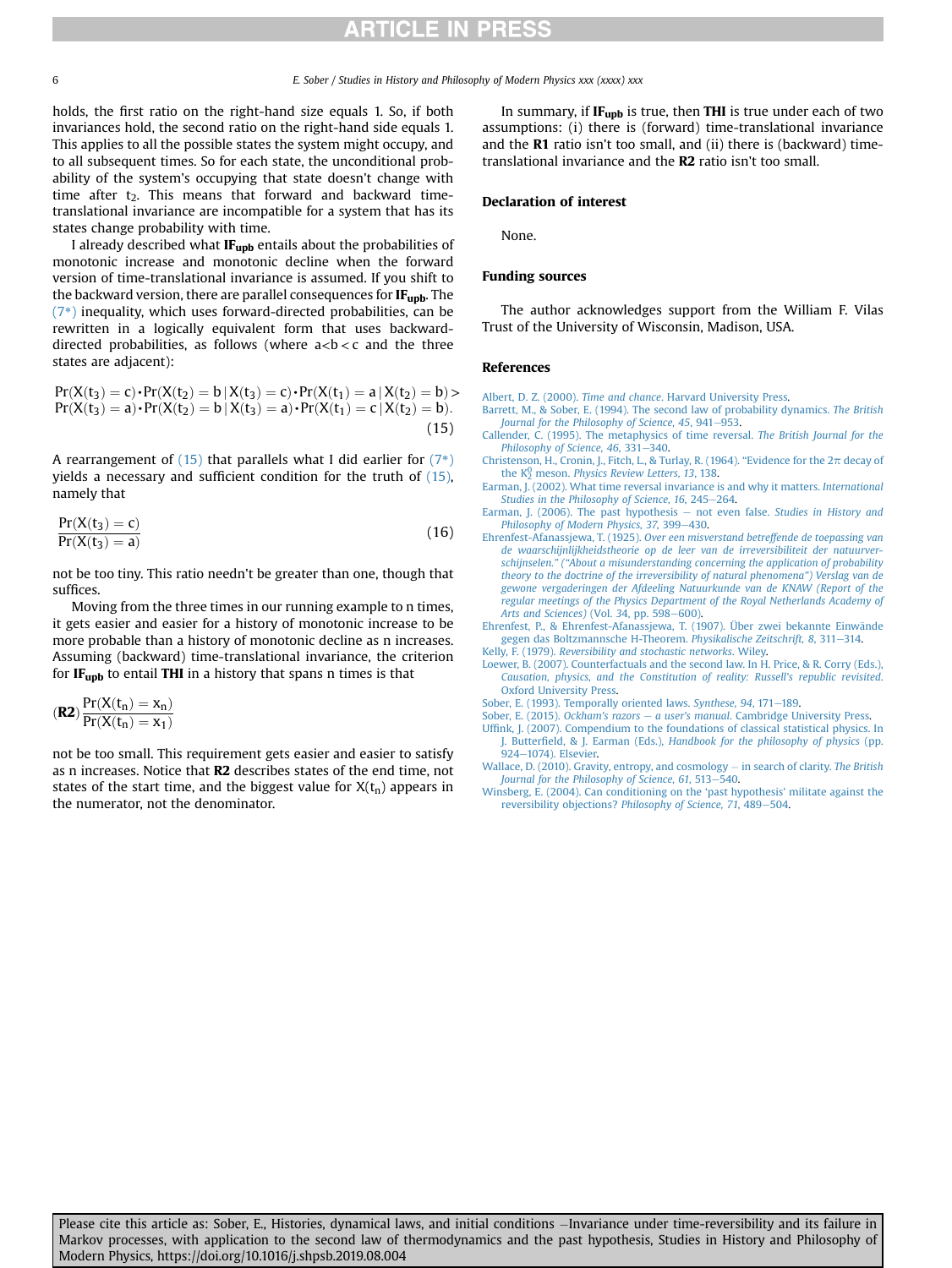holds, the first ratio on the right-hand size equals 1. So, if both invariances hold, the second ratio on the right-hand side equals 1. This applies to all the possible states the system might occupy, and to all subsequent times. So for each state, the unconditional probability of the system's occupying that state doesn't change with time after $t_2$. This means that forward and backward time-translational invariance are incompatible for a system that has its states change probability with time.

I already described what $\mathbf{IF_{upb}}$ entails about the probabilities of monotonic increase and monotonic decline when the forward version of time-translational invariance is assumed. If you shift to the backward version, there are parallel consequences for $\mathbf{IF_{upb}}$. The (7*) inequality, which uses forward-directed probabilities, can be rewritten in a logically equivalent form that uses backward-directed probabilities, as follows (where $a<b<c$ and the three states are adjacent):

$$\begin{aligned}&\Pr(X(t_3)=c)\cdot\Pr(X(t_2)=b\,|\,X(t_3)=c)\cdot\Pr(X(t_1)=a\,|\,X(t_2)=b)>\\&\Pr(X(t_3)=a)\cdot\Pr(X(t_2)=b\,|\,X(t_3)=a)\cdot\Pr(X(t_1)=c\,|\,X(t_2)=b).\end{aligned} \tag{15}$$

A rearrangement of (15) that parallels what I did earlier for (7*) yields a necessary and sufficient condition for the truth of (15), namely that

$$\frac{\Pr(X(t_3)=c)}{\Pr(X(t_3)=a)} \tag{16}$$

not be too tiny. This ratio needn't be greater than one, though that suffices.

Moving from the three times in our running example to n times, it gets easier and easier for a history of monotonic increase to be more probable than a history of monotonic decline as n increases. Assuming (backward) time-translational invariance, the criterion for $\mathbf{IF_{upb}}$ to entail **THI** in a history that spans n times is that

$$(\mathbf{R2})\,\frac{\Pr(X(t_n)=x_n)}{\Pr(X(t_n)=x_1)}$$

not be too small. This requirement gets easier and easier to satisfy as n increases. Notice that **R2** describes states of the end time, not states of the start time, and the biggest value for $X(t_n)$ appears in the numerator, not the denominator.

In summary, if $\mathbf{IF_{upb}}$ is true, then **THI** is true under each of two assumptions: (i) there is (forward) time-translational invariance and the **R1** ratio isn't too small, and (ii) there is (backward) time-translational invariance and the **R2** ratio isn't too small.

## Declaration of interest

None.

## Funding sources

The author acknowledges support from the William F. Vilas Trust of the University of Wisconsin, Madison, USA.

## References

Albert, D. Z. (2000). *Time and chance*. Harvard University Press.

Barrett, M., & Sober, E. (1994). The second law of probability dynamics. *The British Journal for the Philosophy of Science, 45*, 941–953.

Callender, C. (1995). The metaphysics of time reversal. *The British Journal for the Philosophy of Science, 46*, 331–340.

Christenson, H., Cronin, J., Fitch, L., & Turlay, R. (1964). "Evidence for the 2π decay of the $K_2^0$ meson. *Physics Review Letters, 13*, 138.

Earman, J. (2002). What time reversal invariance is and why it matters. *International Studies in the Philosophy of Science, 16*, 245–264.

Earman, J. (2006). The past hypothesis – not even false. *Studies in History and Philosophy of Modern Physics, 37*, 399–430.

Ehrenfest-Afanassjewa, T. (1925). *Over een misverstand betreffende de toepassing van de waarschijnlijkheidstheorie op de leer van de irreversibiliteit der natuurverschijnselen." ("About a misunderstanding concerning the application of probability theory to the doctrine of the irreversibility of natural phenomena") Verslag van de gewone vergaderingen der Afdeeling Natuurkunde van de KNAW (Report of the regular meetings of the Physics Department of the Royal Netherlands Academy of Arts and Sciences)* (Vol. 34, pp. 598–600).

Ehrenfest, P., & Ehrenfest-Afanassjewa, T. (1907). Über zwei bekannte Einwände gegen das Boltzmannsche H-Theorem. *Physikalische Zeitschrift, 8*, 311–314.

Kelly, F. (1979). *Reversibility and stochastic networks*. Wiley.

Loewer, B. (2007). Counterfactuals and the second law. In H. Price, & R. Corry (Eds.), *Causation, physics, and the Constitution of reality: Russell's republic revisited*. Oxford University Press.

Sober, E. (1993). Temporally oriented laws. *Synthese, 94*, 171–189.

Sober, E. (2015). *Ockham's razors – a user's manual*. Cambridge University Press.

Uffink, J. (2007). Compendium to the foundations of classical statistical physics. In J. Butterfield, & J. Earman (Eds.), *Handbook for the philosophy of physics* (pp. 924–1074). Elsevier.

Wallace, D. (2010). Gravity, entropy, and cosmology – in search of clarity. *The British Journal for the Philosophy of Science, 61*, 513–540.

Winsberg, E. (2004). Can conditioning on the 'past hypothesis' militate against the reversibility objections? *Philosophy of Science, 71*, 489–504.